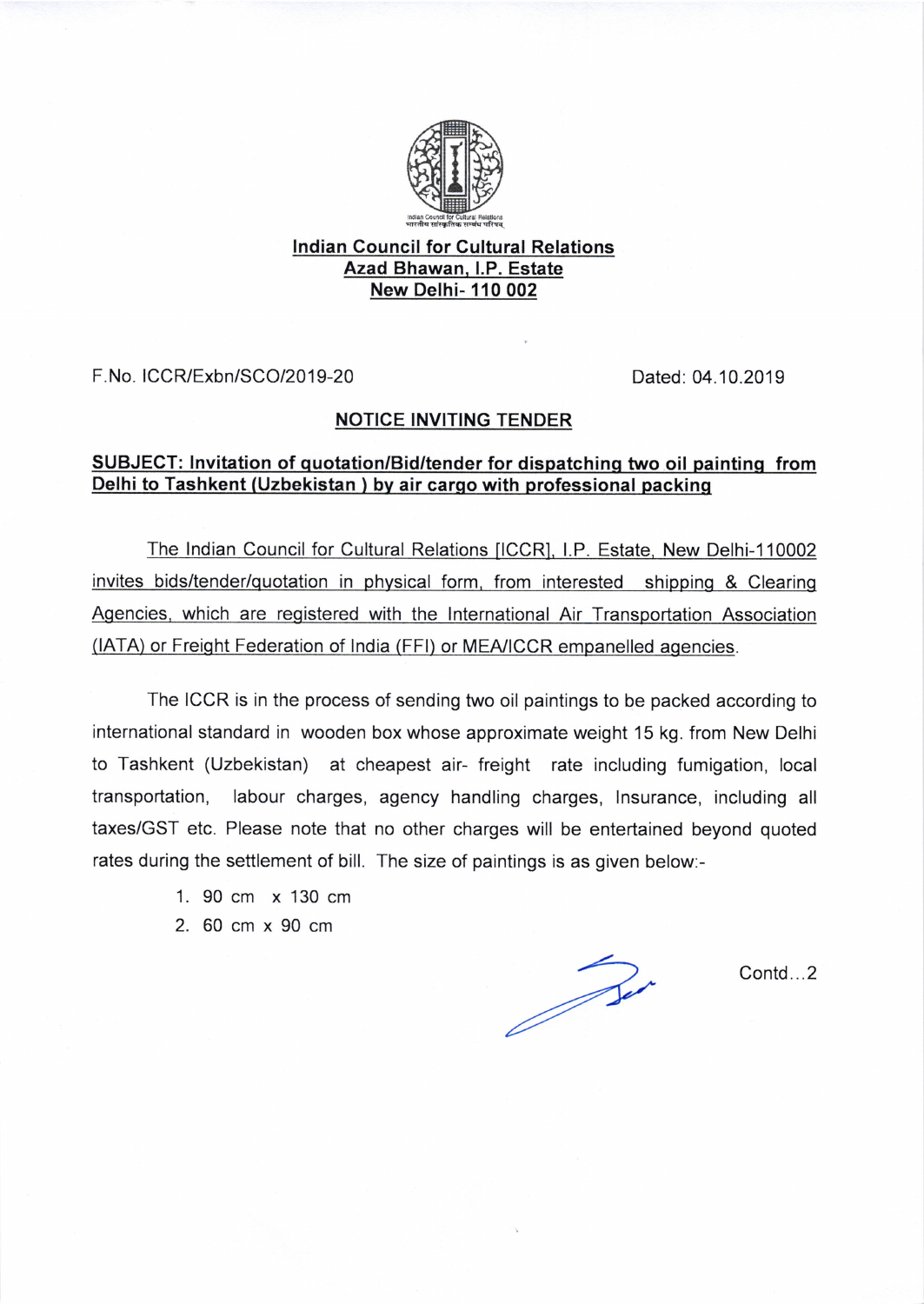Indian Council for Cultural Relations
भारतीय सांस्कृतिक सम्बंध परिषद्

**Indian Council for Cultural Relations**
**Azad Bhawan, I.P. Estate**
**New Delhi- 110 002**

F.No. ICCR/Exbn/SCO/2019-20 Dated: 04.10.2019

## NOTICE INVITING TENDER

**SUBJECT: Invitation of quotation/Bid/tender for dispatching two oil painting from Delhi to Tashkent (Uzbekistan ) by air cargo with professional packing**

The Indian Council for Cultural Relations [ICCR], I.P. Estate, New Delhi-110002 invites bids/tender/quotation in physical form, from interested shipping & Clearing Agencies, which are registered with the International Air Transportation Association (IATA) or Freight Federation of India (FFI) or MEA/ICCR empanelled agencies.

The ICCR is in the process of sending two oil paintings to be packed according to international standard in wooden box whose approximate weight 15 kg. from New Delhi to Tashkent (Uzbekistan) at cheapest air- freight rate including fumigation, local transportation, labour charges, agency handling charges, Insurance, including all taxes/GST etc. Please note that no other charges will be entertained beyond quoted rates during the settlement of bill. The size of paintings is as given below:-

1. 90 cm x 130 cm
2. 60 cm x 90 cm

Contd...2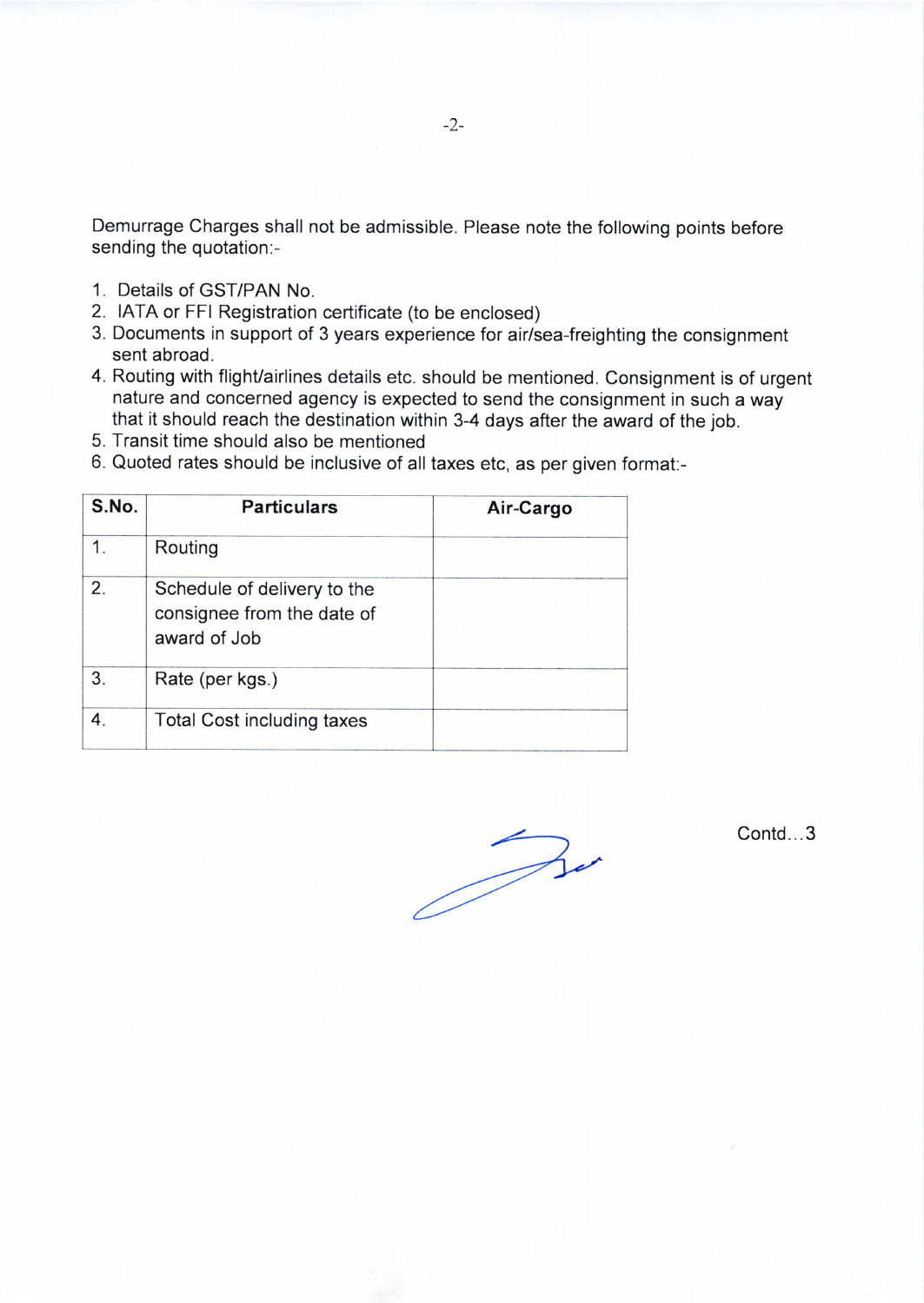Demurrage Charges shall not be admissible. Please note the following points before sending the quotation:-

1. Details of GST/PAN No.
2. IATA or FFI Registration certificate (to be enclosed)
3. Documents in support of 3 years experience for air/sea-freighting the consignment sent abroad.
4. Routing with flight/airlines details etc. should be mentioned. Consignment is of urgent nature and concerned agency is expected to send the consignment in such a way that it should reach the destination within 3-4 days after the award of the job.
5. Transit time should also be mentioned
6. Quoted rates should be inclusive of all taxes etc, as per given format:-

| S.No. | Particulars | Air-Cargo |
|---|---|---|
| 1. | Routing | |
| 2. | Schedule of delivery to the consignee from the date of award of Job | |
| 3. | Rate (per kgs.) | |
| 4. | Total Cost including taxes | |

Contd…3